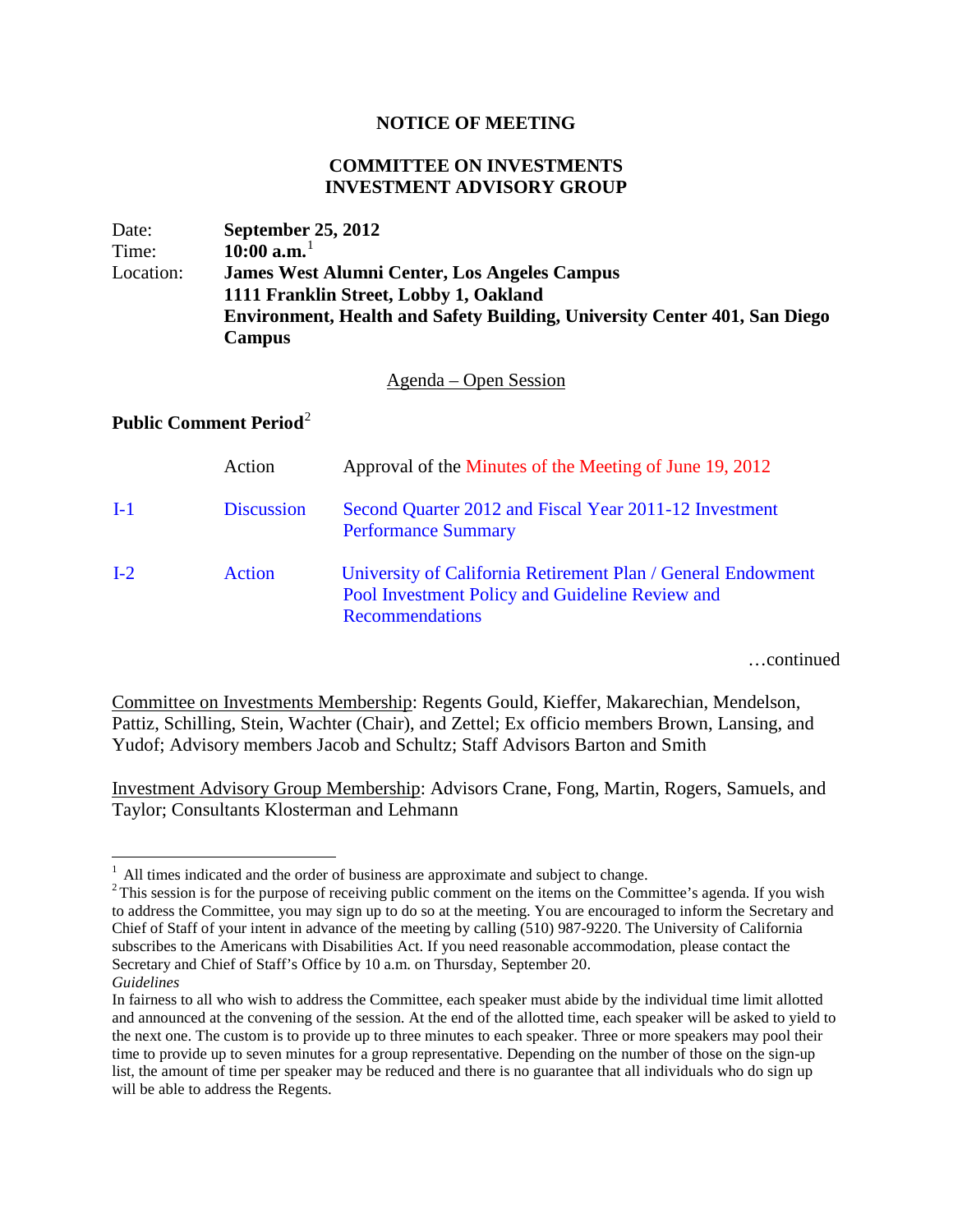# NOTICE OF MEETING

## COMMITTEE ON INVESTMENTS
## INVESTMENT ADVISORY GROUP

| | |
|---|---|
| Date: | **September 25, 2012** |
| Time: | **10:00 a.m.**[1] |
| Location: | **James West Alumni Center, Los Angeles Campus**<br>**1111 Franklin Street, Lobby 1, Oakland**<br>**Environment, Health and Safety Building, University Center 401, San Diego Campus** |

Agenda – Open Session

**Public Comment Period**[2]

| | | |
|---|---|---|
| | Action | Approval of the Minutes of the Meeting of June 19, 2012 |
| I-1 | Discussion | Second Quarter 2012 and Fiscal Year 2011-12 Investment Performance Summary |
| I-2 | Action | University of California Retirement Plan / General Endowment Pool Investment Policy and Guideline Review and Recommendations |

…continued

Committee on Investments Membership: Regents Gould, Kieffer, Makarechian, Mendelson, Pattiz, Schilling, Stein, Wachter (Chair), and Zettel; Ex officio members Brown, Lansing, and Yudof; Advisory members Jacob and Schultz; Staff Advisors Barton and Smith

Investment Advisory Group Membership: Advisors Crane, Fong, Martin, Rogers, Samuels, and Taylor; Consultants Klosterman and Lehmann

---

[1] All times indicated and the order of business are approximate and subject to change.

[2] This session is for the purpose of receiving public comment on the items on the Committee's agenda. If you wish to address the Committee, you may sign up to do so at the meeting. You are encouraged to inform the Secretary and Chief of Staff of your intent in advance of the meeting by calling (510) 987-9220. The University of California subscribes to the Americans with Disabilities Act. If you need reasonable accommodation, please contact the Secretary and Chief of Staff's Office by 10 a.m. on Thursday, September 20.

*Guidelines*

In fairness to all who wish to address the Committee, each speaker must abide by the individual time limit allotted and announced at the convening of the session. At the end of the allotted time, each speaker will be asked to yield to the next one. The custom is to provide up to three minutes to each speaker. Three or more speakers may pool their time to provide up to seven minutes for a group representative. Depending on the number of those on the sign-up list, the amount of time per speaker may be reduced and there is no guarantee that all individuals who do sign up will be able to address the Regents.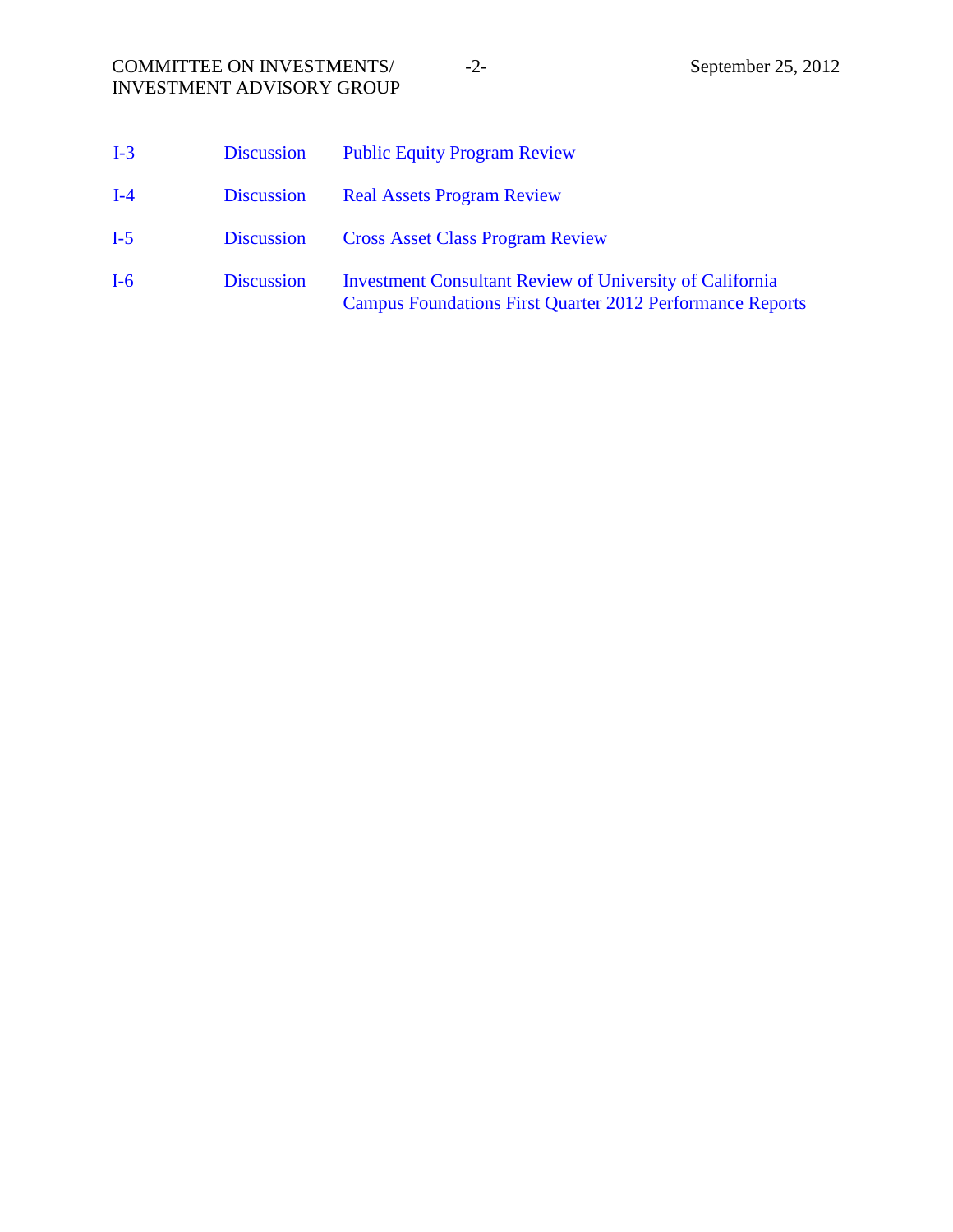| | | |
|---|---|---|
| I-3 | Discussion | Public Equity Program Review |
| I-4 | Discussion | Real Assets Program Review |
| I-5 | Discussion | Cross Asset Class Program Review |
| I-6 | Discussion | Investment Consultant Review of University of California Campus Foundations First Quarter 2012 Performance Reports |